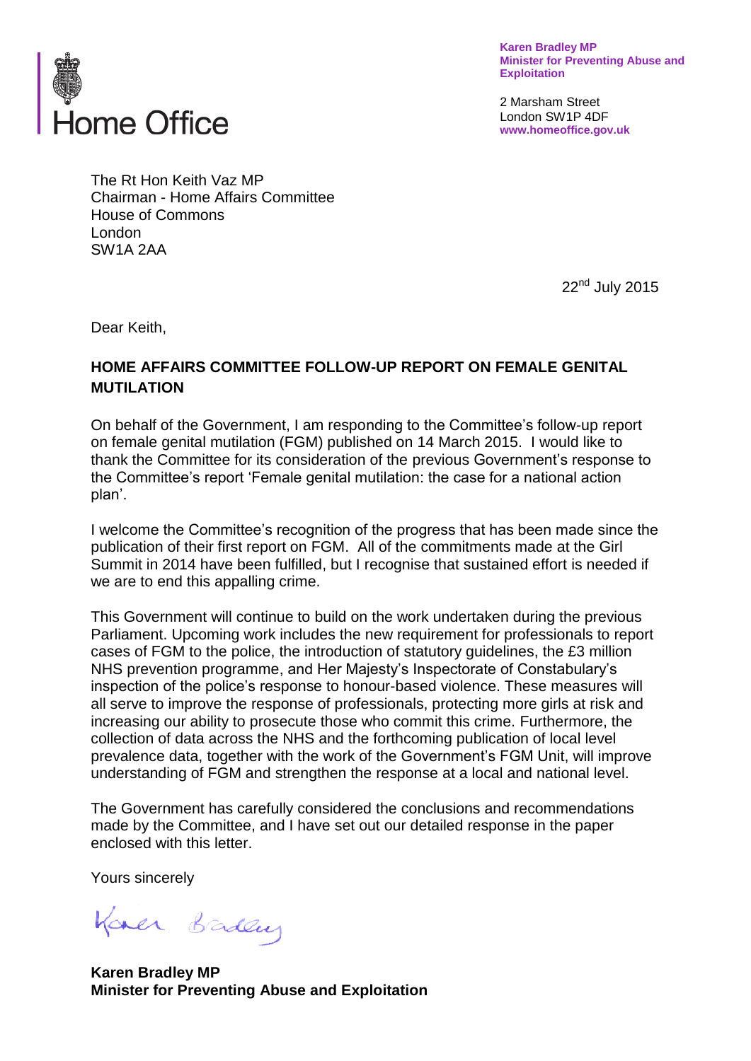Home Office

**Karen Bradley MP**
**Minister for Preventing Abuse and Exploitation**

2 Marsham Street
London SW1P 4DF
**www.homeoffice.gov.uk**

The Rt Hon Keith Vaz MP
Chairman - Home Affairs Committee
House of Commons
London
SW1A 2AA

22nd July 2015

Dear Keith,

**HOME AFFAIRS COMMITTEE FOLLOW-UP REPORT ON FEMALE GENITAL MUTILATION**

On behalf of the Government, I am responding to the Committee's follow-up report on female genital mutilation (FGM) published on 14 March 2015. I would like to thank the Committee for its consideration of the previous Government's response to the Committee's report 'Female genital mutilation: the case for a national action plan'.

I welcome the Committee's recognition of the progress that has been made since the publication of their first report on FGM. All of the commitments made at the Girl Summit in 2014 have been fulfilled, but I recognise that sustained effort is needed if we are to end this appalling crime.

This Government will continue to build on the work undertaken during the previous Parliament. Upcoming work includes the new requirement for professionals to report cases of FGM to the police, the introduction of statutory guidelines, the £3 million NHS prevention programme, and Her Majesty's Inspectorate of Constabulary's inspection of the police's response to honour-based violence. These measures will all serve to improve the response of professionals, protecting more girls at risk and increasing our ability to prosecute those who commit this crime. Furthermore, the collection of data across the NHS and the forthcoming publication of local level prevalence data, together with the work of the Government's FGM Unit, will improve understanding of FGM and strengthen the response at a local and national level.

The Government has carefully considered the conclusions and recommendations made by the Committee, and I have set out our detailed response in the paper enclosed with this letter.

Yours sincerely

Karen Bradley

**Karen Bradley MP**
**Minister for Preventing Abuse and Exploitation**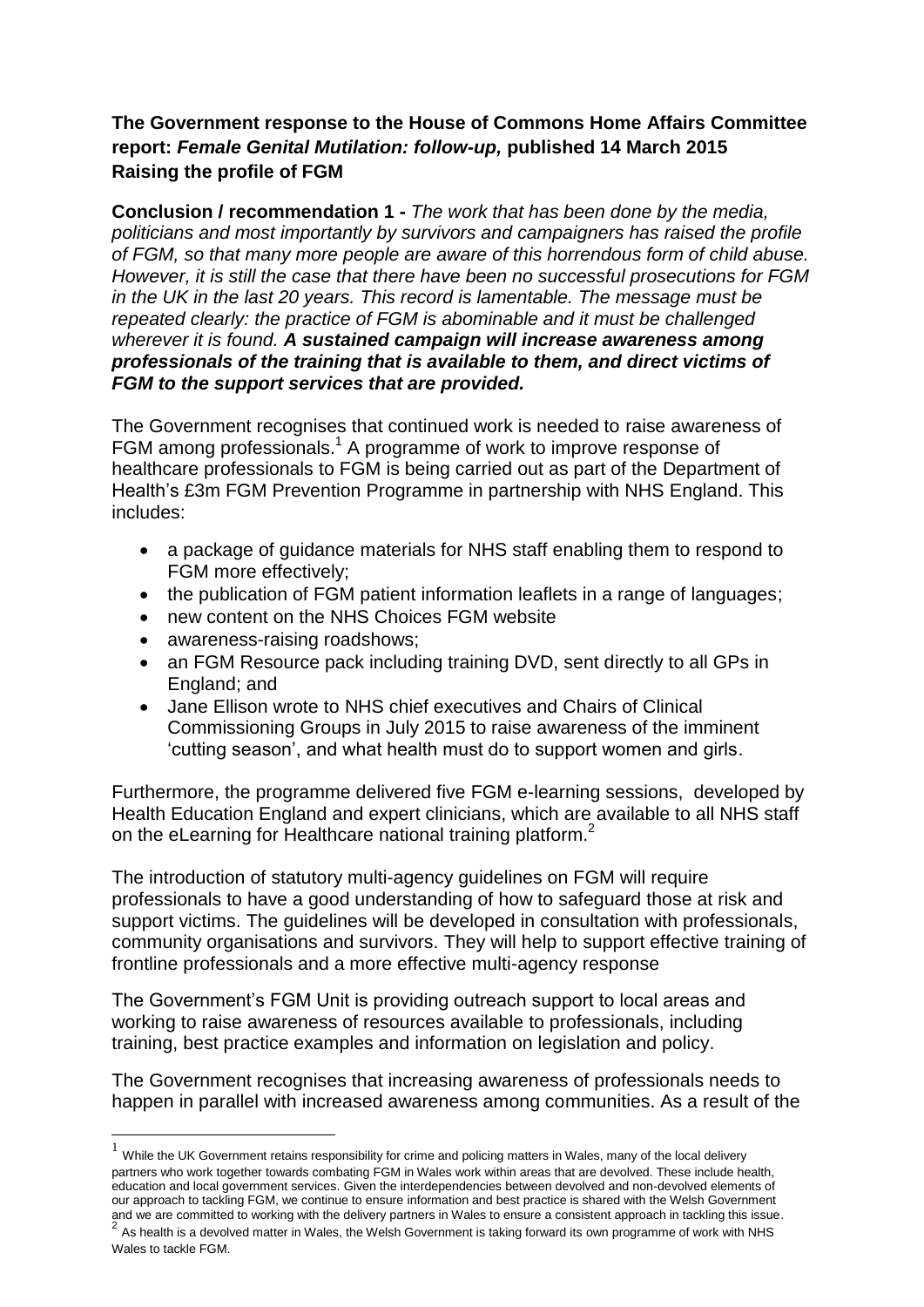**The Government response to the House of Commons Home Affairs Committee report: *Female Genital Mutilation: follow-up,* published 14 March 2015**
**Raising the profile of FGM**

**Conclusion / recommendation 1 -** *The work that has been done by the media, politicians and most importantly by survivors and campaigners has raised the profile of FGM, so that many more people are aware of this horrendous form of child abuse. However, it is still the case that there have been no successful prosecutions for FGM in the UK in the last 20 years. This record is lamentable. The message must be repeated clearly: the practice of FGM is abominable and it must be challenged wherever it is found.* ***A sustained campaign will increase awareness among professionals of the training that is available to them, and direct victims of FGM to the support services that are provided.***

The Government recognises that continued work is needed to raise awareness of FGM among professionals.[1] A programme of work to improve response of healthcare professionals to FGM is being carried out as part of the Department of Health's £3m FGM Prevention Programme in partnership with NHS England. This includes:

- a package of guidance materials for NHS staff enabling them to respond to FGM more effectively;
- the publication of FGM patient information leaflets in a range of languages;
- new content on the NHS Choices FGM website
- awareness-raising roadshows;
- an FGM Resource pack including training DVD, sent directly to all GPs in England; and
- Jane Ellison wrote to NHS chief executives and Chairs of Clinical Commissioning Groups in July 2015 to raise awareness of the imminent 'cutting season', and what health must do to support women and girls.

Furthermore, the programme delivered five FGM e-learning sessions, developed by Health Education England and expert clinicians, which are available to all NHS staff on the eLearning for Healthcare national training platform.[2]

The introduction of statutory multi-agency guidelines on FGM will require professionals to have a good understanding of how to safeguard those at risk and support victims. The guidelines will be developed in consultation with professionals, community organisations and survivors. They will help to support effective training of frontline professionals and a more effective multi-agency response

The Government's FGM Unit is providing outreach support to local areas and working to raise awareness of resources available to professionals, including training, best practice examples and information on legislation and policy.

The Government recognises that increasing awareness of professionals needs to happen in parallel with increased awareness among communities. As a result of the

---

[1] While the UK Government retains responsibility for crime and policing matters in Wales, many of the local delivery partners who work together towards combating FGM in Wales work within areas that are devolved. These include health, education and local government services. Given the interdependencies between devolved and non-devolved elements of our approach to tackling FGM, we continue to ensure information and best practice is shared with the Welsh Government and we are committed to working with the delivery partners in Wales to ensure a consistent approach in tackling this issue.

[2] As health is a devolved matter in Wales, the Welsh Government is taking forward its own programme of work with NHS Wales to tackle FGM.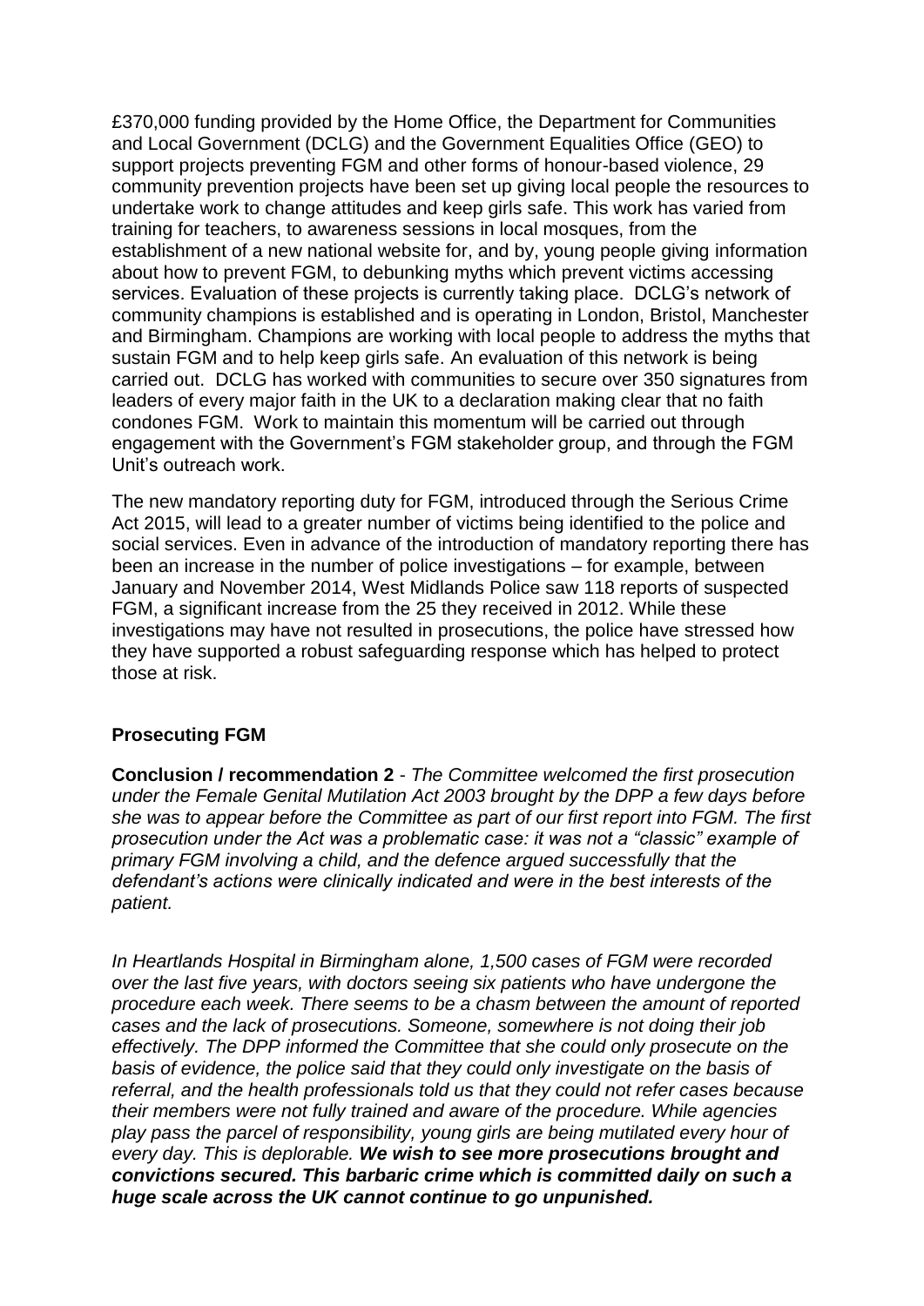£370,000 funding provided by the Home Office, the Department for Communities and Local Government (DCLG) and the Government Equalities Office (GEO) to support projects preventing FGM and other forms of honour-based violence, 29 community prevention projects have been set up giving local people the resources to undertake work to change attitudes and keep girls safe. This work has varied from training for teachers, to awareness sessions in local mosques, from the establishment of a new national website for, and by, young people giving information about how to prevent FGM, to debunking myths which prevent victims accessing services. Evaluation of these projects is currently taking place. DCLG's network of community champions is established and is operating in London, Bristol, Manchester and Birmingham. Champions are working with local people to address the myths that sustain FGM and to help keep girls safe. An evaluation of this network is being carried out. DCLG has worked with communities to secure over 350 signatures from leaders of every major faith in the UK to a declaration making clear that no faith condones FGM. Work to maintain this momentum will be carried out through engagement with the Government's FGM stakeholder group, and through the FGM Unit's outreach work.

The new mandatory reporting duty for FGM, introduced through the Serious Crime Act 2015, will lead to a greater number of victims being identified to the police and social services. Even in advance of the introduction of mandatory reporting there has been an increase in the number of police investigations – for example, between January and November 2014, West Midlands Police saw 118 reports of suspected FGM, a significant increase from the 25 they received in 2012. While these investigations may have not resulted in prosecutions, the police have stressed how they have supported a robust safeguarding response which has helped to protect those at risk.

## Prosecuting FGM

**Conclusion / recommendation 2** - *The Committee welcomed the first prosecution under the Female Genital Mutilation Act 2003 brought by the DPP a few days before she was to appear before the Committee as part of our first report into FGM. The first prosecution under the Act was a problematic case: it was not a "classic" example of primary FGM involving a child, and the defence argued successfully that the defendant's actions were clinically indicated and were in the best interests of the patient.*

*In Heartlands Hospital in Birmingham alone, 1,500 cases of FGM were recorded over the last five years, with doctors seeing six patients who have undergone the procedure each week. There seems to be a chasm between the amount of reported cases and the lack of prosecutions. Someone, somewhere is not doing their job effectively. The DPP informed the Committee that she could only prosecute on the basis of evidence, the police said that they could only investigate on the basis of referral, and the health professionals told us that they could not refer cases because their members were not fully trained and aware of the procedure. While agencies play pass the parcel of responsibility, young girls are being mutilated every hour of every day. This is deplorable.* ***We wish to see more prosecutions brought and convictions secured. This barbaric crime which is committed daily on such a huge scale across the UK cannot continue to go unpunished.***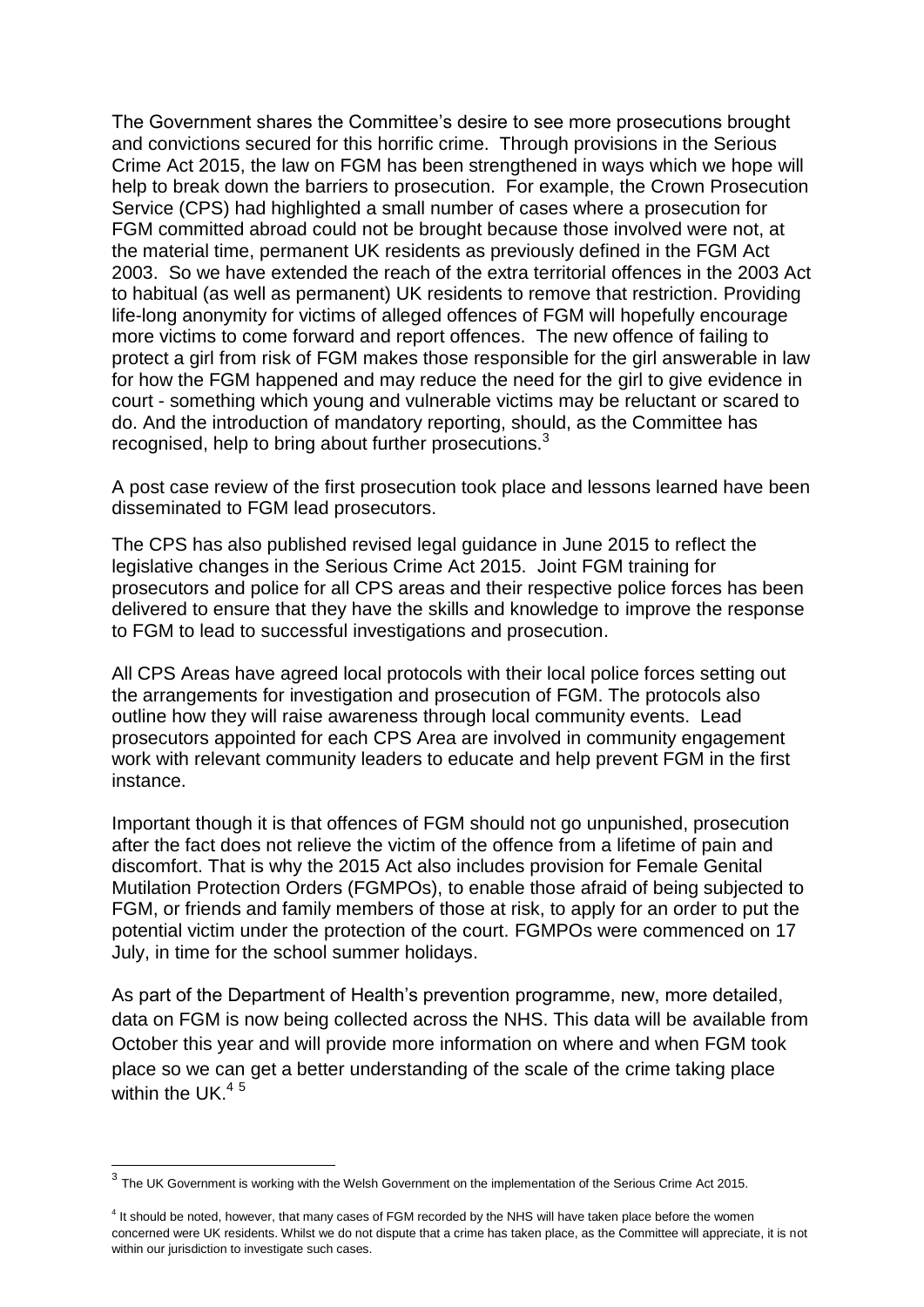The Government shares the Committee's desire to see more prosecutions brought and convictions secured for this horrific crime. Through provisions in the Serious Crime Act 2015, the law on FGM has been strengthened in ways which we hope will help to break down the barriers to prosecution. For example, the Crown Prosecution Service (CPS) had highlighted a small number of cases where a prosecution for FGM committed abroad could not be brought because those involved were not, at the material time, permanent UK residents as previously defined in the FGM Act 2003. So we have extended the reach of the extra territorial offences in the 2003 Act to habitual (as well as permanent) UK residents to remove that restriction. Providing life-long anonymity for victims of alleged offences of FGM will hopefully encourage more victims to come forward and report offences. The new offence of failing to protect a girl from risk of FGM makes those responsible for the girl answerable in law for how the FGM happened and may reduce the need for the girl to give evidence in court - something which young and vulnerable victims may be reluctant or scared to do. And the introduction of mandatory reporting, should, as the Committee has recognised, help to bring about further prosecutions.[3]

A post case review of the first prosecution took place and lessons learned have been disseminated to FGM lead prosecutors.

The CPS has also published revised legal guidance in June 2015 to reflect the legislative changes in the Serious Crime Act 2015. Joint FGM training for prosecutors and police for all CPS areas and their respective police forces has been delivered to ensure that they have the skills and knowledge to improve the response to FGM to lead to successful investigations and prosecution.

All CPS Areas have agreed local protocols with their local police forces setting out the arrangements for investigation and prosecution of FGM. The protocols also outline how they will raise awareness through local community events. Lead prosecutors appointed for each CPS Area are involved in community engagement work with relevant community leaders to educate and help prevent FGM in the first instance.

Important though it is that offences of FGM should not go unpunished, prosecution after the fact does not relieve the victim of the offence from a lifetime of pain and discomfort. That is why the 2015 Act also includes provision for Female Genital Mutilation Protection Orders (FGMPOs), to enable those afraid of being subjected to FGM, or friends and family members of those at risk, to apply for an order to put the potential victim under the protection of the court. FGMPOs were commenced on 17 July, in time for the school summer holidays.

As part of the Department of Health's prevention programme, new, more detailed, data on FGM is now being collected across the NHS. This data will be available from October this year and will provide more information on where and when FGM took place so we can get a better understanding of the scale of the crime taking place within the UK.[4] [5]

---

[3] The UK Government is working with the Welsh Government on the implementation of the Serious Crime Act 2015.

[4] It should be noted, however, that many cases of FGM recorded by the NHS will have taken place before the women concerned were UK residents. Whilst we do not dispute that a crime has taken place, as the Committee will appreciate, it is not within our jurisdiction to investigate such cases.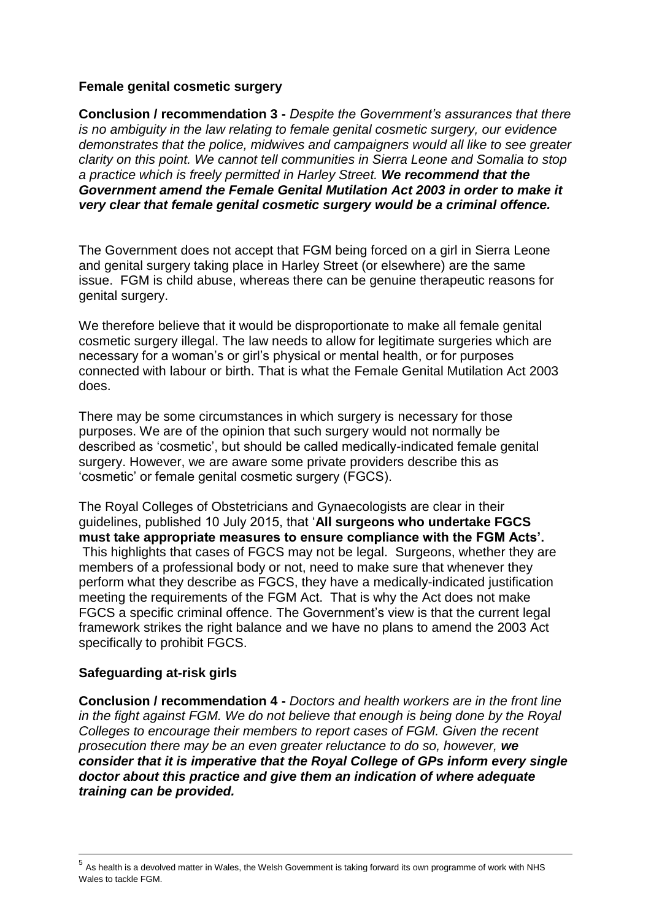## Female genital cosmetic surgery

**Conclusion / recommendation 3 -** *Despite the Government's assurances that there is no ambiguity in the law relating to female genital cosmetic surgery, our evidence demonstrates that the police, midwives and campaigners would all like to see greater clarity on this point. We cannot tell communities in Sierra Leone and Somalia to stop a practice which is freely permitted in Harley Street.* ***We recommend that the Government amend the Female Genital Mutilation Act 2003 in order to make it very clear that female genital cosmetic surgery would be a criminal offence.***

The Government does not accept that FGM being forced on a girl in Sierra Leone and genital surgery taking place in Harley Street (or elsewhere) are the same issue. FGM is child abuse, whereas there can be genuine therapeutic reasons for genital surgery.

We therefore believe that it would be disproportionate to make all female genital cosmetic surgery illegal. The law needs to allow for legitimate surgeries which are necessary for a woman's or girl's physical or mental health, or for purposes connected with labour or birth. That is what the Female Genital Mutilation Act 2003 does.

There may be some circumstances in which surgery is necessary for those purposes. We are of the opinion that such surgery would not normally be described as 'cosmetic', but should be called medically-indicated female genital surgery. However, we are aware some private providers describe this as 'cosmetic' or female genital cosmetic surgery (FGCS).

The Royal Colleges of Obstetricians and Gynaecologists are clear in their guidelines, published 10 July 2015, that '**All surgeons who undertake FGCS must take appropriate measures to ensure compliance with the FGM Acts'.** This highlights that cases of FGCS may not be legal. Surgeons, whether they are members of a professional body or not, need to make sure that whenever they perform what they describe as FGCS, they have a medically-indicated justification meeting the requirements of the FGM Act. That is why the Act does not make FGCS a specific criminal offence. The Government's view is that the current legal framework strikes the right balance and we have no plans to amend the 2003 Act specifically to prohibit FGCS.

## Safeguarding at-risk girls

**Conclusion / recommendation 4 -** *Doctors and health workers are in the front line in the fight against FGM. We do not believe that enough is being done by the Royal Colleges to encourage their members to report cases of FGM. Given the recent prosecution there may be an even greater reluctance to do so, however,* ***we consider that it is imperative that the Royal College of GPs inform every single doctor about this practice and give them an indication of where adequate training can be provided.***

---

[5] As health is a devolved matter in Wales, the Welsh Government is taking forward its own programme of work with NHS Wales to tackle FGM.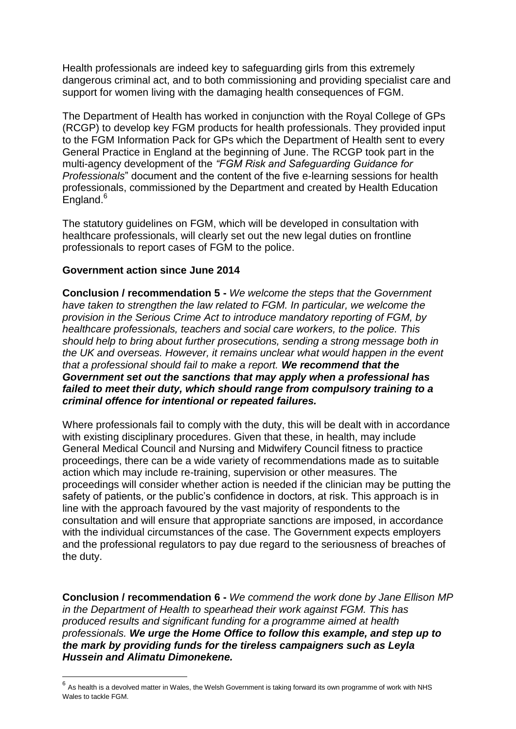Health professionals are indeed key to safeguarding girls from this extremely dangerous criminal act, and to both commissioning and providing specialist care and support for women living with the damaging health consequences of FGM.

The Department of Health has worked in conjunction with the Royal College of GPs (RCGP) to develop key FGM products for health professionals. They provided input to the FGM Information Pack for GPs which the Department of Health sent to every General Practice in England at the beginning of June. The RCGP took part in the multi-agency development of the *"FGM Risk and Safeguarding Guidance for Professionals*" document and the content of the five e-learning sessions for health professionals, commissioned by the Department and created by Health Education England.[6]

The statutory guidelines on FGM, which will be developed in consultation with healthcare professionals, will clearly set out the new legal duties on frontline professionals to report cases of FGM to the police.

**Government action since June 2014**

**Conclusion / recommendation 5 -** *We welcome the steps that the Government have taken to strengthen the law related to FGM. In particular, we welcome the provision in the Serious Crime Act to introduce mandatory reporting of FGM, by healthcare professionals, teachers and social care workers, to the police. This should help to bring about further prosecutions, sending a strong message both in the UK and overseas. However, it remains unclear what would happen in the event that a professional should fail to make a report.* ***We recommend that the Government set out the sanctions that may apply when a professional has failed to meet their duty, which should range from compulsory training to a criminal offence for intentional or repeated failures.***

Where professionals fail to comply with the duty, this will be dealt with in accordance with existing disciplinary procedures. Given that these, in health, may include General Medical Council and Nursing and Midwifery Council fitness to practice proceedings, there can be a wide variety of recommendations made as to suitable action which may include re-training, supervision or other measures. The proceedings will consider whether action is needed if the clinician may be putting the safety of patients, or the public's confidence in doctors, at risk. This approach is in line with the approach favoured by the vast majority of respondents to the consultation and will ensure that appropriate sanctions are imposed, in accordance with the individual circumstances of the case. The Government expects employers and the professional regulators to pay due regard to the seriousness of breaches of the duty.

**Conclusion / recommendation 6 -** *We commend the work done by Jane Ellison MP in the Department of Health to spearhead their work against FGM. This has produced results and significant funding for a programme aimed at health professionals.* ***We urge the Home Office to follow this example, and step up to the mark by providing funds for the tireless campaigners such as Leyla Hussein and Alimatu Dimonekene.***

---

[6] As health is a devolved matter in Wales, the Welsh Government is taking forward its own programme of work with NHS Wales to tackle FGM.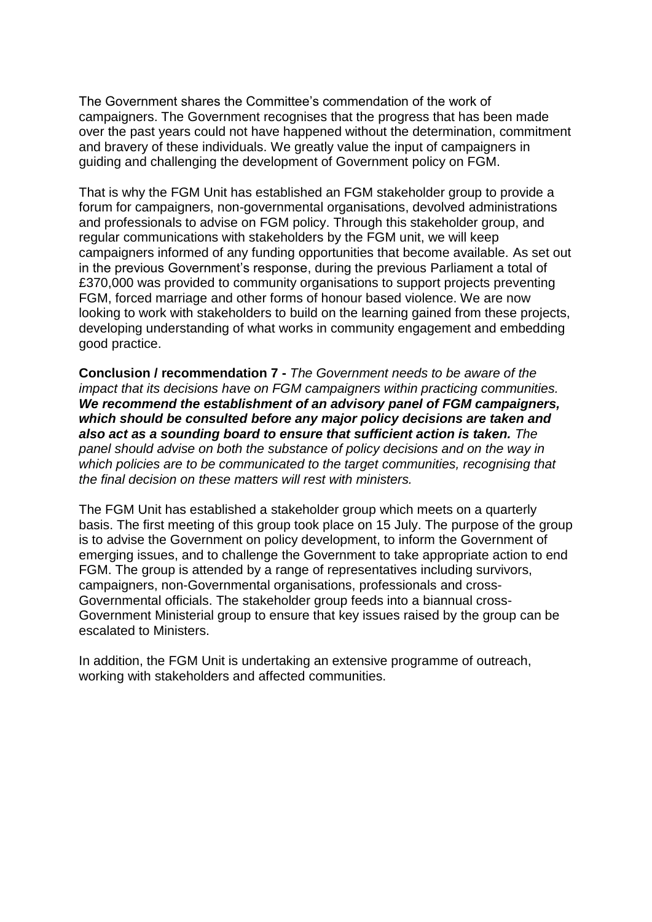The Government shares the Committee's commendation of the work of campaigners. The Government recognises that the progress that has been made over the past years could not have happened without the determination, commitment and bravery of these individuals. We greatly value the input of campaigners in guiding and challenging the development of Government policy on FGM.

That is why the FGM Unit has established an FGM stakeholder group to provide a forum for campaigners, non-governmental organisations, devolved administrations and professionals to advise on FGM policy. Through this stakeholder group, and regular communications with stakeholders by the FGM unit, we will keep campaigners informed of any funding opportunities that become available. As set out in the previous Government's response, during the previous Parliament a total of £370,000 was provided to community organisations to support projects preventing FGM, forced marriage and other forms of honour based violence. We are now looking to work with stakeholders to build on the learning gained from these projects, developing understanding of what works in community engagement and embedding good practice.

**Conclusion / recommendation 7 -** *The Government needs to be aware of the impact that its decisions have on FGM campaigners within practicing communities.* ***We recommend the establishment of an advisory panel of FGM campaigners, which should be consulted before any major policy decisions are taken and also act as a sounding board to ensure that sufficient action is taken.*** *The panel should advise on both the substance of policy decisions and on the way in which policies are to be communicated to the target communities, recognising that the final decision on these matters will rest with ministers.*

The FGM Unit has established a stakeholder group which meets on a quarterly basis. The first meeting of this group took place on 15 July. The purpose of the group is to advise the Government on policy development, to inform the Government of emerging issues, and to challenge the Government to take appropriate action to end FGM. The group is attended by a range of representatives including survivors, campaigners, non-Governmental organisations, professionals and cross-Governmental officials. The stakeholder group feeds into a biannual cross-Government Ministerial group to ensure that key issues raised by the group can be escalated to Ministers.

In addition, the FGM Unit is undertaking an extensive programme of outreach, working with stakeholders and affected communities.